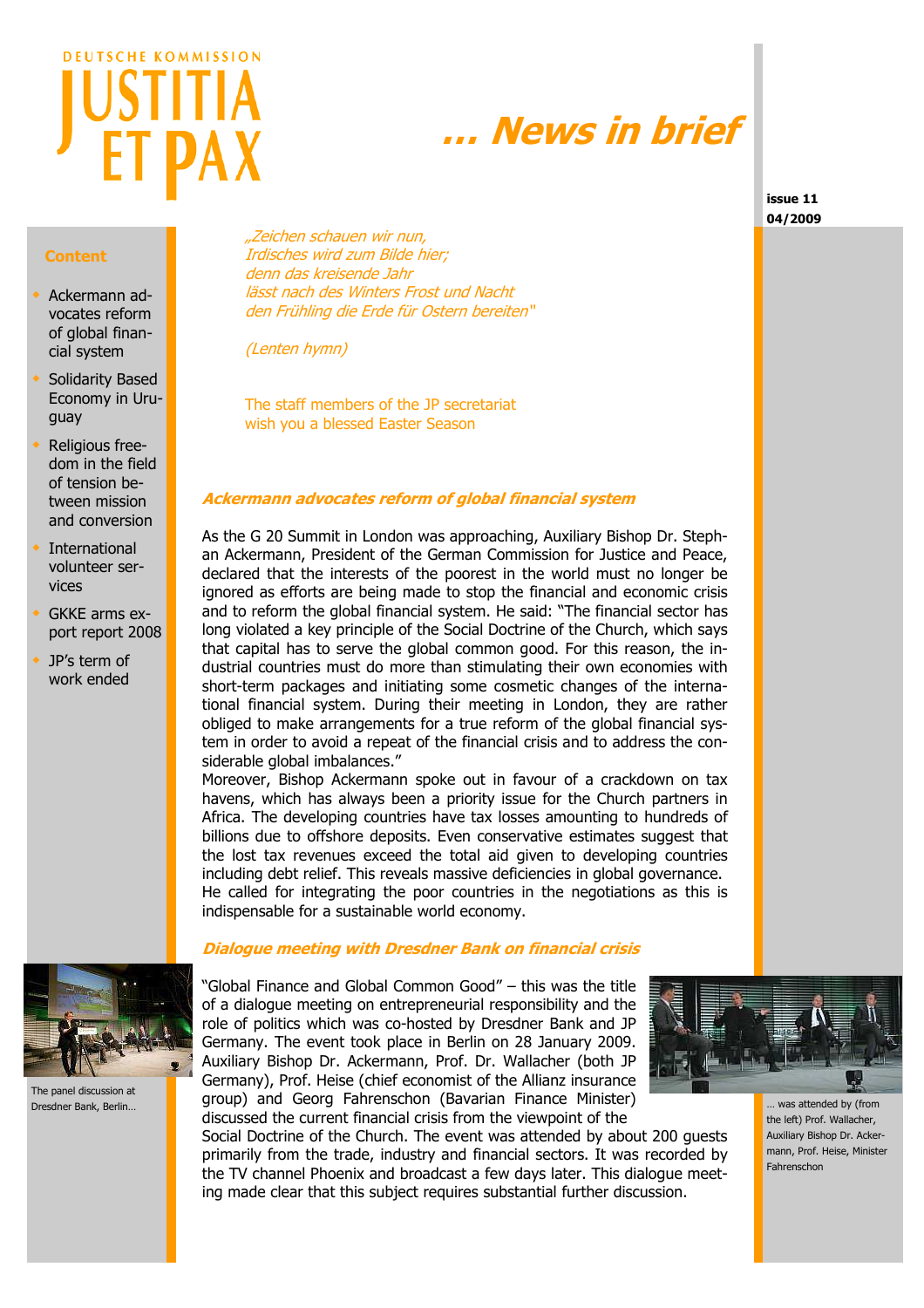DEUTSCHE KOMMISSION

# JUSTITIA ET PAX

# … News in brief

**issue 11**
**04/2009**

**Content**

- Ackermann advocates reform of global financial system
- Solidarity Based Economy in Uruguay
- Religious freedom in the field of tension between mission and conversion
- International volunteer services
- GKKE arms export report 2008
- JP's term of work ended

*„Zeichen schauen wir nun,*
*Irdisches wird zum Bilde hier;*
*denn das kreisende Jahr*
*lässt nach des Winters Frost und Nacht*
*den Frühling die Erde für Ostern bereiten"*

*(Lenten hymn)*

The staff members of the JP secretariat
wish you a blessed Easter Season

## Ackermann advocates reform of global financial system

As the G 20 Summit in London was approaching, Auxiliary Bishop Dr. Stephan Ackermann, President of the German Commission for Justice and Peace, declared that the interests of the poorest in the world must no longer be ignored as efforts are being made to stop the financial and economic crisis and to reform the global financial system. He said: "The financial sector has long violated a key principle of the Social Doctrine of the Church, which says that capital has to serve the global common good. For this reason, the industrial countries must do more than stimulating their own economies with short-term packages and initiating some cosmetic changes of the international financial system. During their meeting in London, they are rather obliged to make arrangements for a true reform of the global financial system in order to avoid a repeat of the financial crisis and to address the considerable global imbalances."

Moreover, Bishop Ackermann spoke out in favour of a crackdown on tax havens, which has always been a priority issue for the Church partners in Africa. The developing countries have tax losses amounting to hundreds of billions due to offshore deposits. Even conservative estimates suggest that the lost tax revenues exceed the total aid given to developing countries including debt relief. This reveals massive deficiencies in global governance. He called for integrating the poor countries in the negotiations as this is indispensable for a sustainable world economy.

## Dialogue meeting with Dresdner Bank on financial crisis

The panel discussion at Dresdner Bank, Berlin…

"Global Finance and Global Common Good" – this was the title of a dialogue meeting on entrepreneurial responsibility and the role of politics which was co-hosted by Dresdner Bank and JP Germany. The event took place in Berlin on 28 January 2009. Auxiliary Bishop Dr. Ackermann, Prof. Dr. Wallacher (both JP Germany), Prof. Heise (chief economist of the Allianz insurance group) and Georg Fahrenschon (Bavarian Finance Minister) discussed the current financial crisis from the viewpoint of the Social Doctrine of the Church. The event was attended by about 200 guests primarily from the trade, industry and financial sectors. It was recorded by the TV channel Phoenix and broadcast a few days later. This dialogue meeting made clear that this subject requires substantial further discussion.

… was attended by (from the left) Prof. Wallacher, Auxiliary Bishop Dr. Ackermann, Prof. Heise, Minister Fahrenschon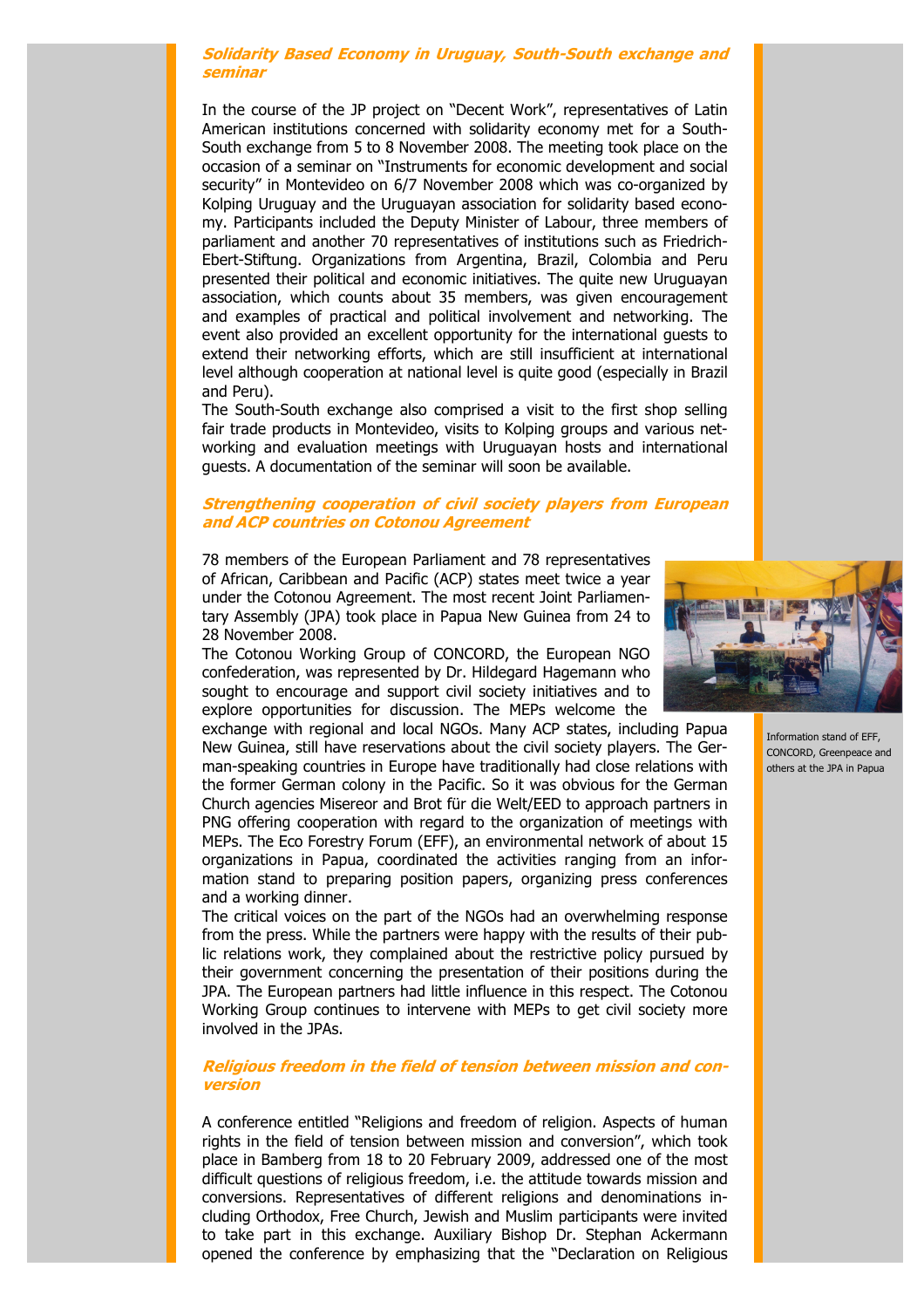### *Solidarity Based Economy in Uruguay, South-South exchange and seminar*

In the course of the JP project on "Decent Work", representatives of Latin American institutions concerned with solidarity economy met for a South-South exchange from 5 to 8 November 2008. The meeting took place on the occasion of a seminar on "Instruments for economic development and social security" in Montevideo on 6/7 November 2008 which was co-organized by Kolping Uruguay and the Uruguayan association for solidarity based economy. Participants included the Deputy Minister of Labour, three members of parliament and another 70 representatives of institutions such as Friedrich-Ebert-Stiftung. Organizations from Argentina, Brazil, Colombia and Peru presented their political and economic initiatives. The quite new Uruguayan association, which counts about 35 members, was given encouragement and examples of practical and political involvement and networking. The event also provided an excellent opportunity for the international guests to extend their networking efforts, which are still insufficient at international level although cooperation at national level is quite good (especially in Brazil and Peru).

The South-South exchange also comprised a visit to the first shop selling fair trade products in Montevideo, visits to Kolping groups and various networking and evaluation meetings with Uruguayan hosts and international guests. A documentation of the seminar will soon be available.

### *Strengthening cooperation of civil society players from European and ACP countries on Cotonou Agreement*

78 members of the European Parliament and 78 representatives of African, Caribbean and Pacific (ACP) states meet twice a year under the Cotonou Agreement. The most recent Joint Parliamentary Assembly (JPA) took place in Papua New Guinea from 24 to 28 November 2008.

The Cotonou Working Group of CONCORD, the European NGO confederation, was represented by Dr. Hildegard Hagemann who sought to encourage and support civil society initiatives and to explore opportunities for discussion. The MEPs welcome the exchange with regional and local NGOs. Many ACP states, including Papua New Guinea, still have reservations about the civil society players. The German-speaking countries in Europe have traditionally had close relations with the former German colony in the Pacific. So it was obvious for the German Church agencies Misereor and Brot für die Welt/EED to approach partners in PNG offering cooperation with regard to the organization of meetings with MEPs. The Eco Forestry Forum (EFF), an environmental network of about 15 organizations in Papua, coordinated the activities ranging from an information stand to preparing position papers, organizing press conferences and a working dinner.

Information stand of EFF, CONCORD, Greenpeace and others at the JPA in Papua

The critical voices on the part of the NGOs had an overwhelming response from the press. While the partners were happy with the results of their public relations work, they complained about the restrictive policy pursued by their government concerning the presentation of their positions during the JPA. The European partners had little influence in this respect. The Cotonou Working Group continues to intervene with MEPs to get civil society more involved in the JPAs.

### *Religious freedom in the field of tension between mission and conversion*

A conference entitled "Religions and freedom of religion. Aspects of human rights in the field of tension between mission and conversion", which took place in Bamberg from 18 to 20 February 2009, addressed one of the most difficult questions of religious freedom, i.e. the attitude towards mission and conversions. Representatives of different religions and denominations including Orthodox, Free Church, Jewish and Muslim participants were invited to take part in this exchange. Auxiliary Bishop Dr. Stephan Ackermann opened the conference by emphasizing that the "Declaration on Religious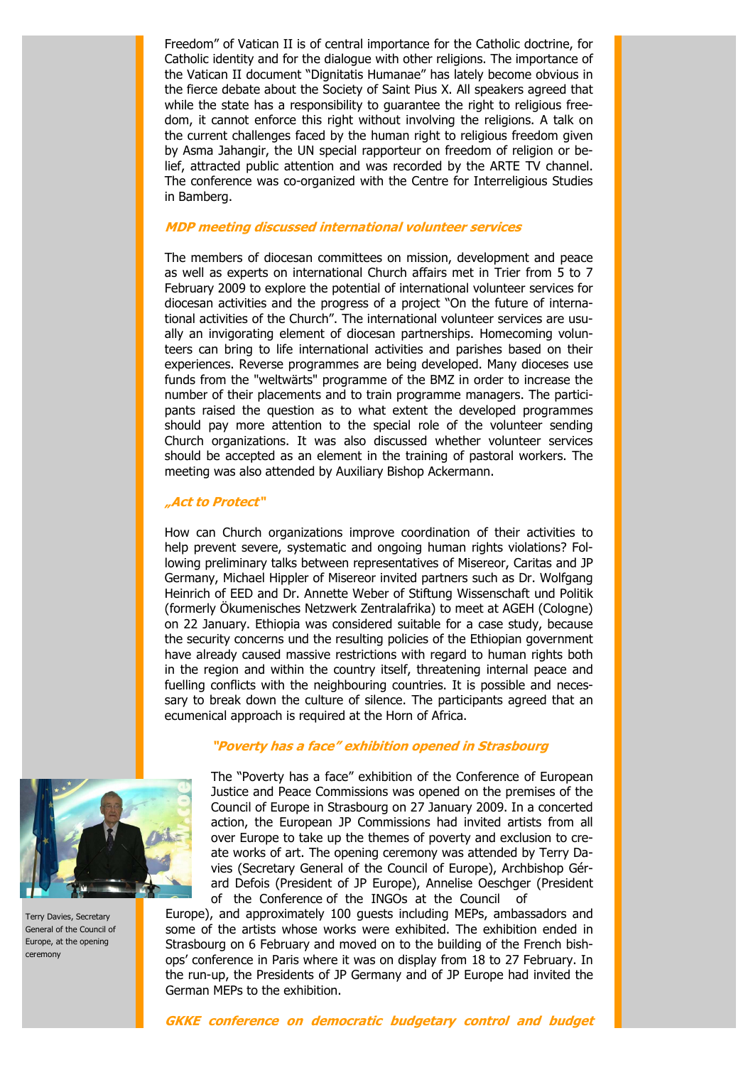Freedom" of Vatican II is of central importance for the Catholic doctrine, for Catholic identity and for the dialogue with other religions. The importance of the Vatican II document "Dignitatis Humanae" has lately become obvious in the fierce debate about the Society of Saint Pius X. All speakers agreed that while the state has a responsibility to guarantee the right to religious freedom, it cannot enforce this right without involving the religions. A talk on the current challenges faced by the human right to religious freedom given by Asma Jahangir, the UN special rapporteur on freedom of religion or belief, attracted public attention and was recorded by the ARTE TV channel. The conference was co-organized with the Centre for Interreligious Studies in Bamberg.

### *MDP meeting discussed international volunteer services*

The members of diocesan committees on mission, development and peace as well as experts on international Church affairs met in Trier from 5 to 7 February 2009 to explore the potential of international volunteer services for diocesan activities and the progress of a project "On the future of international activities of the Church". The international volunteer services are usually an invigorating element of diocesan partnerships. Homecoming volunteers can bring to life international activities and parishes based on their experiences. Reverse programmes are being developed. Many dioceses use funds from the "weltwärts" programme of the BMZ in order to increase the number of their placements and to train programme managers. The participants raised the question as to what extent the developed programmes should pay more attention to the special role of the volunteer sending Church organizations. It was also discussed whether volunteer services should be accepted as an element in the training of pastoral workers. The meeting was also attended by Auxiliary Bishop Ackermann.

### *„Act to Protect"*

How can Church organizations improve coordination of their activities to help prevent severe, systematic and ongoing human rights violations? Following preliminary talks between representatives of Misereor, Caritas and JP Germany, Michael Hippler of Misereor invited partners such as Dr. Wolfgang Heinrich of EED and Dr. Annette Weber of Stiftung Wissenschaft und Politik (formerly Ökumenisches Netzwerk Zentralafrika) to meet at AGEH (Cologne) on 22 January. Ethiopia was considered suitable for a case study, because the security concerns und the resulting policies of the Ethiopian government have already caused massive restrictions with regard to human rights both in the region and within the country itself, threatening internal peace and fuelling conflicts with the neighbouring countries. It is possible and necessary to break down the culture of silence. The participants agreed that an ecumenical approach is required at the Horn of Africa.

### *"Poverty has a face" exhibition opened in Strasbourg*

The "Poverty has a face" exhibition of the Conference of European Justice and Peace Commissions was opened on the premises of the Council of Europe in Strasbourg on 27 January 2009. In a concerted action, the European JP Commissions had invited artists from all over Europe to take up the themes of poverty and exclusion to create works of art. The opening ceremony was attended by Terry Davies (Secretary General of the Council of Europe), Archbishop Gérard Defois (President of JP Europe), Annelise Oeschger (President of the Conference of the INGOs at the Council of Europe), and approximately 100 guests including MEPs, ambassadors and some of the artists whose works were exhibited. The exhibition ended in Strasbourg on 6 February and moved on to the building of the French bishops' conference in Paris where it was on display from 18 to 27 February. In the run-up, the Presidents of JP Germany and of JP Europe had invited the German MEPs to the exhibition.

Terry Davies, Secretary General of the Council of Europe, at the opening ceremony

### *GKKE conference on democratic budgetary control and budget*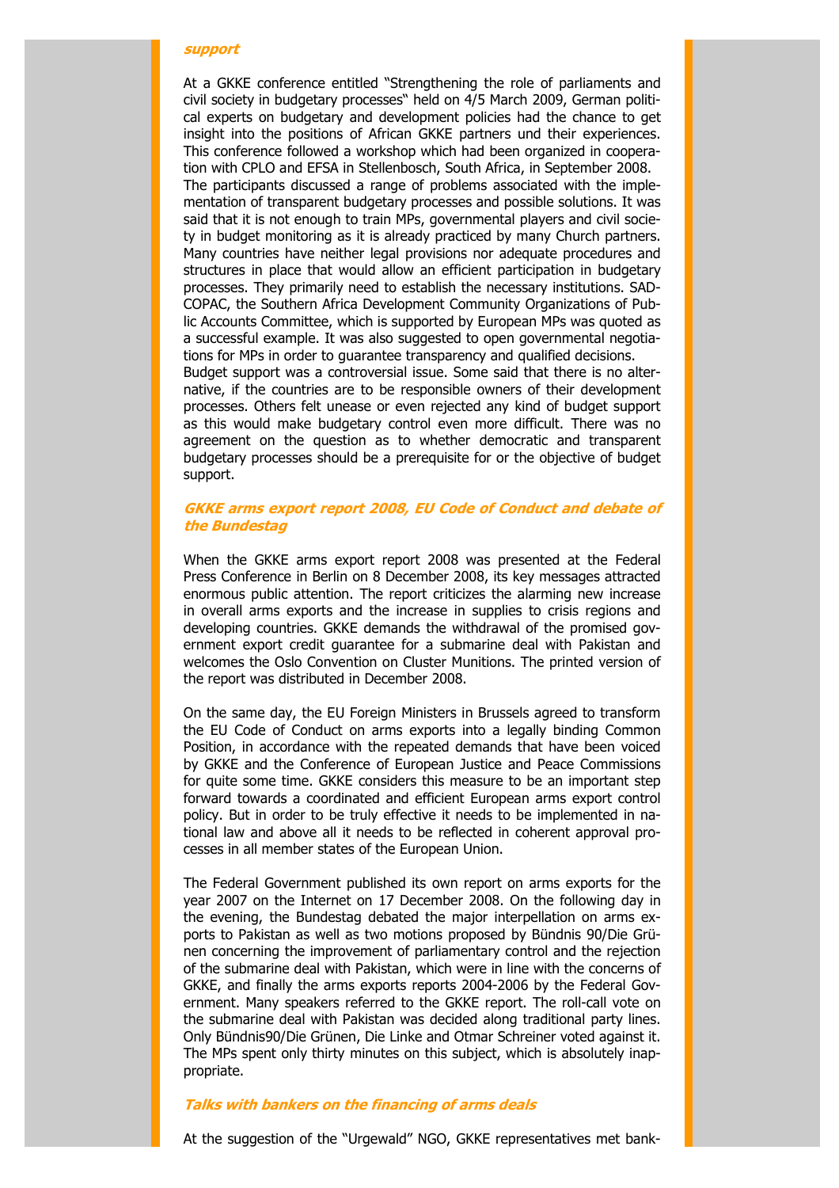### *support*

At a GKKE conference entitled "Strengthening the role of parliaments and civil society in budgetary processes" held on 4/5 March 2009, German political experts on budgetary and development policies had the chance to get insight into the positions of African GKKE partners und their experiences. This conference followed a workshop which had been organized in cooperation with CPLO and EFSA in Stellenbosch, South Africa, in September 2008.
The participants discussed a range of problems associated with the implementation of transparent budgetary processes and possible solutions. It was said that it is not enough to train MPs, governmental players and civil society in budget monitoring as it is already practiced by many Church partners. Many countries have neither legal provisions nor adequate procedures and structures in place that would allow an efficient participation in budgetary processes. They primarily need to establish the necessary institutions. SADCOPAC, the Southern Africa Development Community Organizations of Public Accounts Committee, which is supported by European MPs was quoted as a successful example. It was also suggested to open governmental negotiations for MPs in order to guarantee transparency and qualified decisions.
Budget support was a controversial issue. Some said that there is no alternative, if the countries are to be responsible owners of their development processes. Others felt unease or even rejected any kind of budget support as this would make budgetary control even more difficult. There was no agreement on the question as to whether democratic and transparent budgetary processes should be a prerequisite for or the objective of budget support.

### *GKKE arms export report 2008, EU Code of Conduct and debate of the Bundestag*

When the GKKE arms export report 2008 was presented at the Federal Press Conference in Berlin on 8 December 2008, its key messages attracted enormous public attention. The report criticizes the alarming new increase in overall arms exports and the increase in supplies to crisis regions and developing countries. GKKE demands the withdrawal of the promised government export credit guarantee for a submarine deal with Pakistan and welcomes the Oslo Convention on Cluster Munitions. The printed version of the report was distributed in December 2008.

On the same day, the EU Foreign Ministers in Brussels agreed to transform the EU Code of Conduct on arms exports into a legally binding Common Position, in accordance with the repeated demands that have been voiced by GKKE and the Conference of European Justice and Peace Commissions for quite some time. GKKE considers this measure to be an important step forward towards a coordinated and efficient European arms export control policy. But in order to be truly effective it needs to be implemented in national law and above all it needs to be reflected in coherent approval processes in all member states of the European Union.

The Federal Government published its own report on arms exports for the year 2007 on the Internet on 17 December 2008. On the following day in the evening, the Bundestag debated the major interpellation on arms exports to Pakistan as well as two motions proposed by Bündnis 90/Die Grünen concerning the improvement of parliamentary control and the rejection of the submarine deal with Pakistan, which were in line with the concerns of GKKE, and finally the arms exports reports 2004-2006 by the Federal Government. Many speakers referred to the GKKE report. The roll-call vote on the submarine deal with Pakistan was decided along traditional party lines. Only Bündnis90/Die Grünen, Die Linke and Otmar Schreiner voted against it. The MPs spent only thirty minutes on this subject, which is absolutely inappropriate.

### *Talks with bankers on the financing of arms deals*

At the suggestion of the "Urgewald" NGO, GKKE representatives met bank-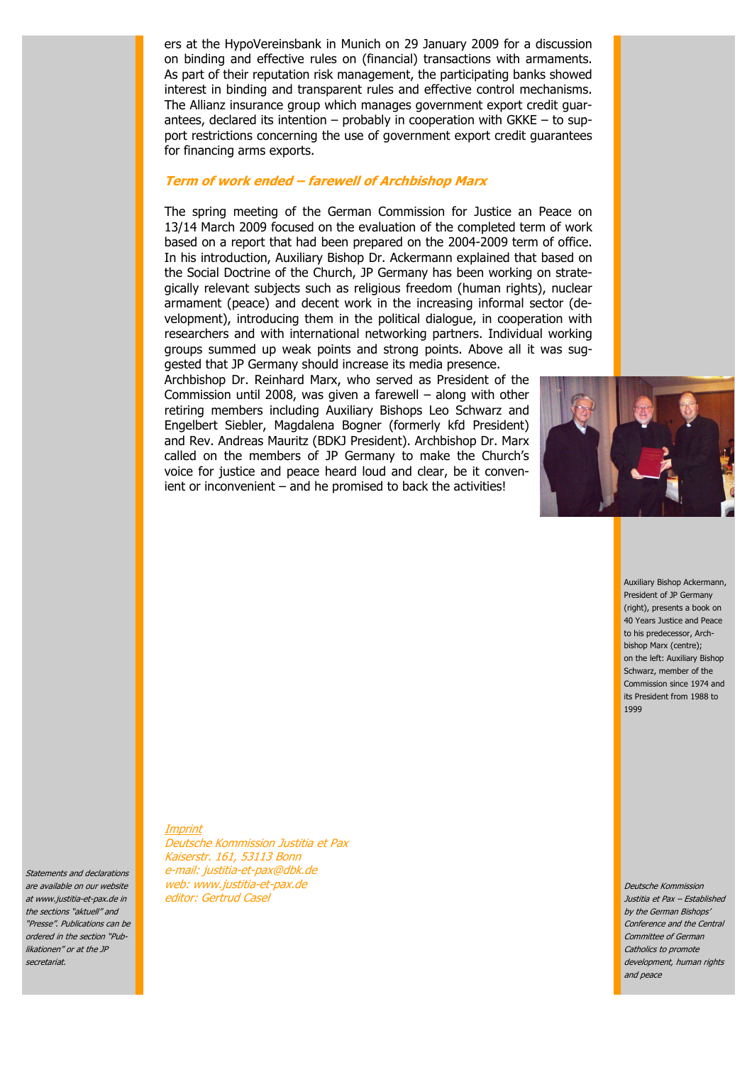ers at the HypoVereinsbank in Munich on 29 January 2009 for a discussion on binding and effective rules on (financial) transactions with armaments. As part of their reputation risk management, the participating banks showed interest in binding and transparent rules and effective control mechanisms. The Allianz insurance group which manages government export credit guarantees, declared its intention – probably in cooperation with GKKE – to support restrictions concerning the use of government export credit guarantees for financing arms exports.

### *Term of work ended – farewell of Archbishop Marx*

The spring meeting of the German Commission for Justice an Peace on 13/14 March 2009 focused on the evaluation of the completed term of work based on a report that had been prepared on the 2004-2009 term of office. In his introduction, Auxiliary Bishop Dr. Ackermann explained that based on the Social Doctrine of the Church, JP Germany has been working on strategically relevant subjects such as religious freedom (human rights), nuclear armament (peace) and decent work in the increasing informal sector (development), introducing them in the political dialogue, in cooperation with researchers and with international networking partners. Individual working groups summed up weak points and strong points. Above all it was suggested that JP Germany should increase its media presence.

Archbishop Dr. Reinhard Marx, who served as President of the Commission until 2008, was given a farewell – along with other retiring members including Auxiliary Bishops Leo Schwarz and Engelbert Siebler, Magdalena Bogner (formerly kfd President) and Rev. Andreas Mauritz (BDKJ President). Archbishop Dr. Marx called on the members of JP Germany to make the Church's voice for justice and peace heard loud and clear, be it convenient or inconvenient – and he promised to back the activities!

Auxiliary Bishop Ackermann, President of JP Germany (right), presents a book on 40 Years Justice and Peace to his predecessor, Archbishop Marx (centre); on the left: Auxiliary Bishop Schwarz, member of the Commission since 1974 and its President from 1988 to 1999

*Imprint*
*Deutsche Kommission Justitia et Pax*
*Kaiserstr. 161, 53113 Bonn*
*e-mail: justitia-et-pax@dbk.de*
*web: www.justitia-et-pax.de*
*editor: Gertrud Casel*

*Statements and declarations are available on our website at www.justitia-et-pax.de in the sections "aktuell" and "Presse". Publications can be ordered in the section "Publikationen" or at the JP secretariat.*

*Deutsche Kommission Justitia et Pax – Established by the German Bishops' Conference and the Central Committee of German Catholics to promote development, human rights and peace*